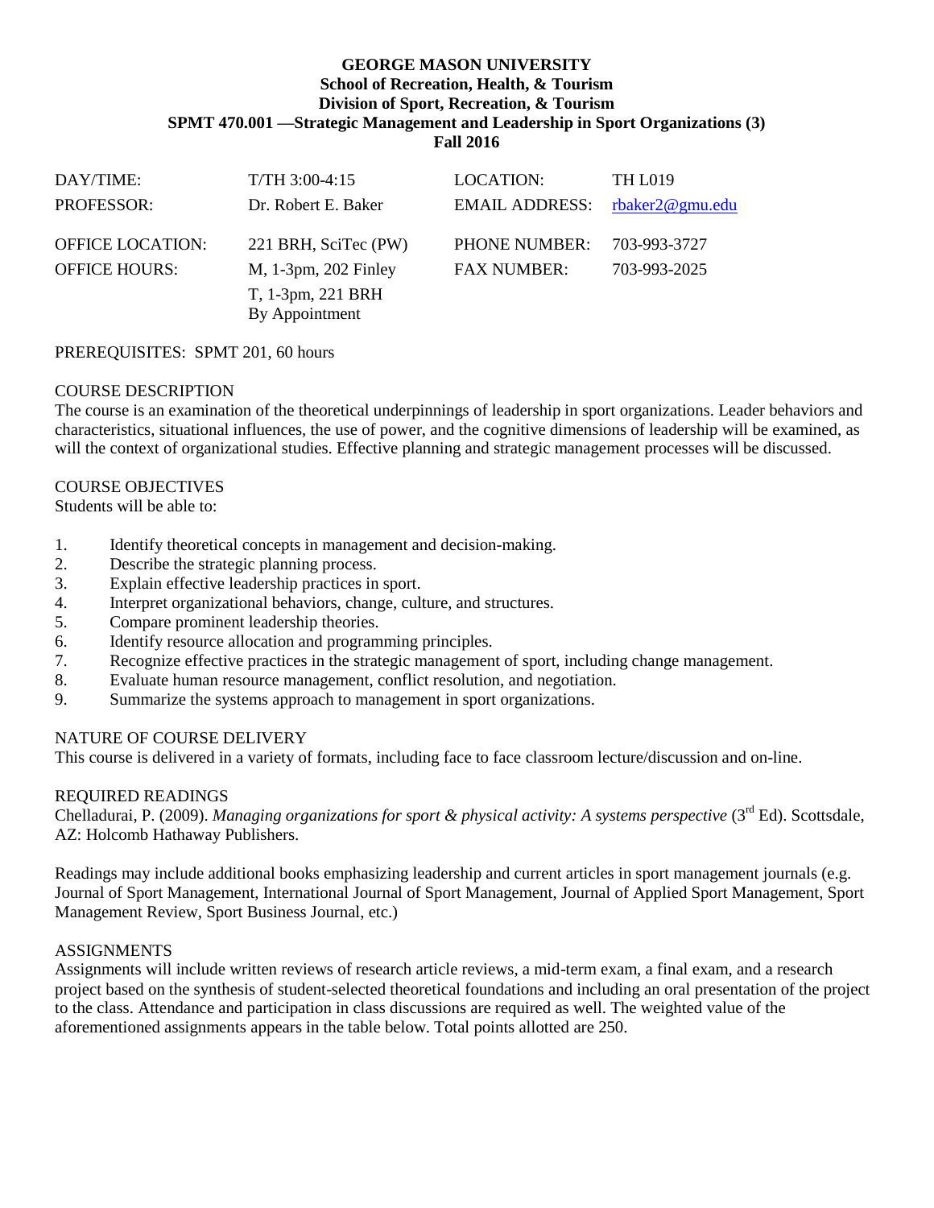# GEORGE MASON UNIVERSITY
## School of Recreation, Health, & Tourism
## Division of Sport, Recreation, & Tourism
## SPMT 470.001 —Strategic Management and Leadership in Sport Organizations (3)
## Fall 2016

| | | | |
|---|---|---|---|
| DAY/TIME: | T/TH 3:00-4:15 | LOCATION: | TH L019 |
| PROFESSOR: | Dr. Robert E. Baker | EMAIL ADDRESS: | rbaker2@gmu.edu |
| OFFICE LOCATION: | 221 BRH, SciTec (PW) | PHONE NUMBER: | 703-993-3727 |
| OFFICE HOURS: | M, 1-3pm, 202 Finley<br>T, 1-3pm, 221 BRH<br>By Appointment | FAX NUMBER: | 703-993-2025 |

PREREQUISITES: SPMT 201, 60 hours

COURSE DESCRIPTION

The course is an examination of the theoretical underpinnings of leadership in sport organizations. Leader behaviors and characteristics, situational influences, the use of power, and the cognitive dimensions of leadership will be examined, as will the context of organizational studies. Effective planning and strategic management processes will be discussed.

COURSE OBJECTIVES

Students will be able to:

1. Identify theoretical concepts in management and decision-making.
2. Describe the strategic planning process.
3. Explain effective leadership practices in sport.
4. Interpret organizational behaviors, change, culture, and structures.
5. Compare prominent leadership theories.
6. Identify resource allocation and programming principles.
7. Recognize effective practices in the strategic management of sport, including change management.
8. Evaluate human resource management, conflict resolution, and negotiation.
9. Summarize the systems approach to management in sport organizations.

NATURE OF COURSE DELIVERY

This course is delivered in a variety of formats, including face to face classroom lecture/discussion and on-line.

REQUIRED READINGS

Chelladurai, P. (2009). *Managing organizations for sport & physical activity: A systems perspective* (3rd Ed). Scottsdale, AZ: Holcomb Hathaway Publishers.

Readings may include additional books emphasizing leadership and current articles in sport management journals (e.g. Journal of Sport Management, International Journal of Sport Management, Journal of Applied Sport Management, Sport Management Review, Sport Business Journal, etc.)

ASSIGNMENTS

Assignments will include written reviews of research article reviews, a mid-term exam, a final exam, and a research project based on the synthesis of student-selected theoretical foundations and including an oral presentation of the project to the class. Attendance and participation in class discussions are required as well. The weighted value of the aforementioned assignments appears in the table below. Total points allotted are 250.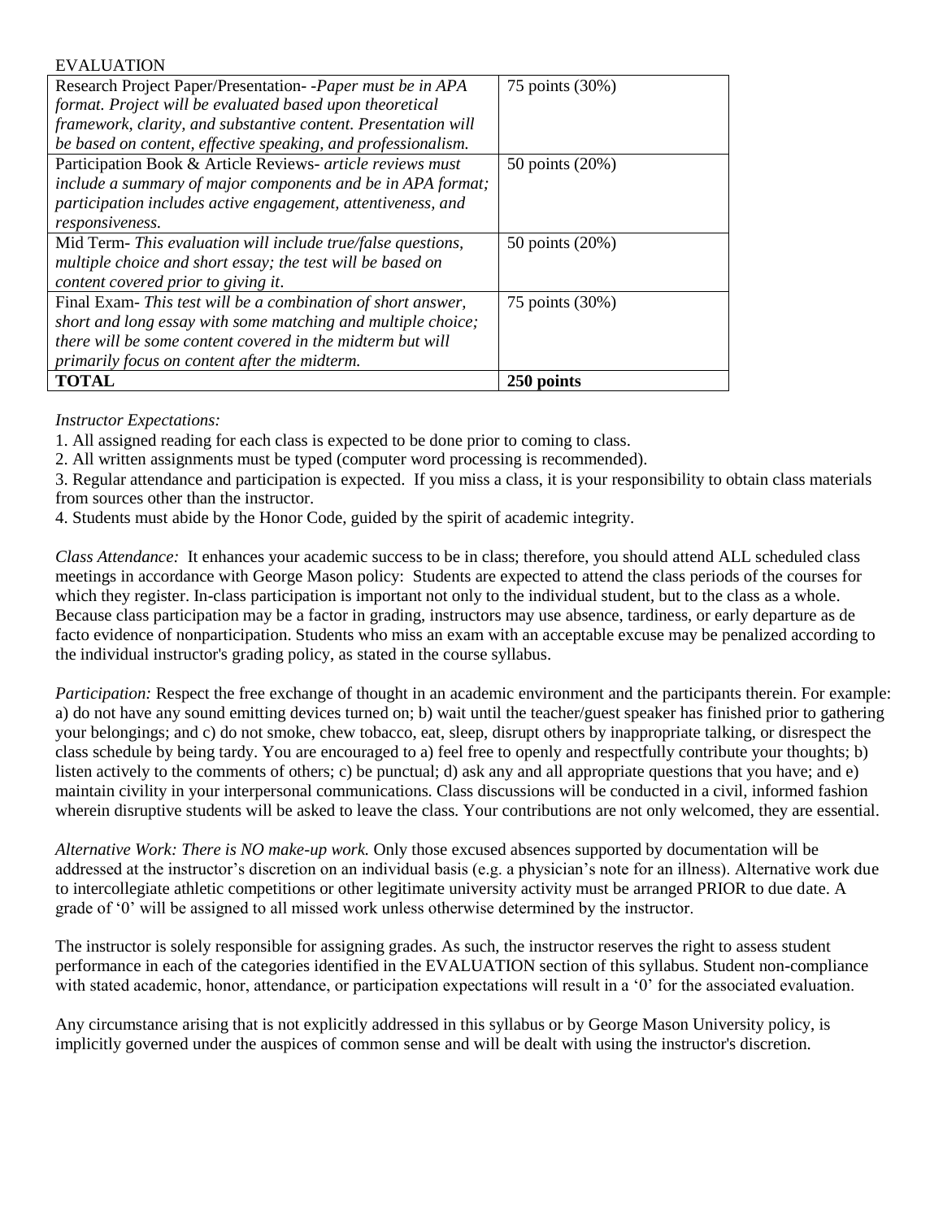EVALUATION

| | |
|---|---|
| Research Project Paper/Presentation- -*Paper must be in APA format. Project will be evaluated based upon theoretical framework, clarity, and substantive content. Presentation will be based on content, effective speaking, and professionalism.* | 75 points (30%) |
| Participation Book & Article Reviews- *article reviews must include a summary of major components and be in APA format; participation includes active engagement, attentiveness, and responsiveness.* | 50 points (20%) |
| Mid Term- *This evaluation will include true/false questions, multiple choice and short essay; the test will be based on content covered prior to giving it.* | 50 points (20%) |
| Final Exam- *This test will be a combination of short answer, short and long essay with some matching and multiple choice; there will be some content covered in the midterm but will primarily focus on content after the midterm.* | 75 points (30%) |
| **TOTAL** | **250 points** |

*Instructor Expectations:*

1. All assigned reading for each class is expected to be done prior to coming to class.
2. All written assignments must be typed (computer word processing is recommended).
3. Regular attendance and participation is expected. If you miss a class, it is your responsibility to obtain class materials from sources other than the instructor.
4. Students must abide by the Honor Code, guided by the spirit of academic integrity.

*Class Attendance:* It enhances your academic success to be in class; therefore, you should attend ALL scheduled class meetings in accordance with George Mason policy: Students are expected to attend the class periods of the courses for which they register. In-class participation is important not only to the individual student, but to the class as a whole. Because class participation may be a factor in grading, instructors may use absence, tardiness, or early departure as de facto evidence of nonparticipation. Students who miss an exam with an acceptable excuse may be penalized according to the individual instructor's grading policy, as stated in the course syllabus.

*Participation:* Respect the free exchange of thought in an academic environment and the participants therein. For example: a) do not have any sound emitting devices turned on; b) wait until the teacher/guest speaker has finished prior to gathering your belongings; and c) do not smoke, chew tobacco, eat, sleep, disrupt others by inappropriate talking, or disrespect the class schedule by being tardy. You are encouraged to a) feel free to openly and respectfully contribute your thoughts; b) listen actively to the comments of others; c) be punctual; d) ask any and all appropriate questions that you have; and e) maintain civility in your interpersonal communications. Class discussions will be conducted in a civil, informed fashion wherein disruptive students will be asked to leave the class. Your contributions are not only welcomed, they are essential.

*Alternative Work: There is NO make-up work.* Only those excused absences supported by documentation will be addressed at the instructor's discretion on an individual basis (e.g. a physician's note for an illness). Alternative work due to intercollegiate athletic competitions or other legitimate university activity must be arranged PRIOR to due date. A grade of '0' will be assigned to all missed work unless otherwise determined by the instructor.

The instructor is solely responsible for assigning grades. As such, the instructor reserves the right to assess student performance in each of the categories identified in the EVALUATION section of this syllabus. Student non-compliance with stated academic, honor, attendance, or participation expectations will result in a '0' for the associated evaluation.

Any circumstance arising that is not explicitly addressed in this syllabus or by George Mason University policy, is implicitly governed under the auspices of common sense and will be dealt with using the instructor's discretion.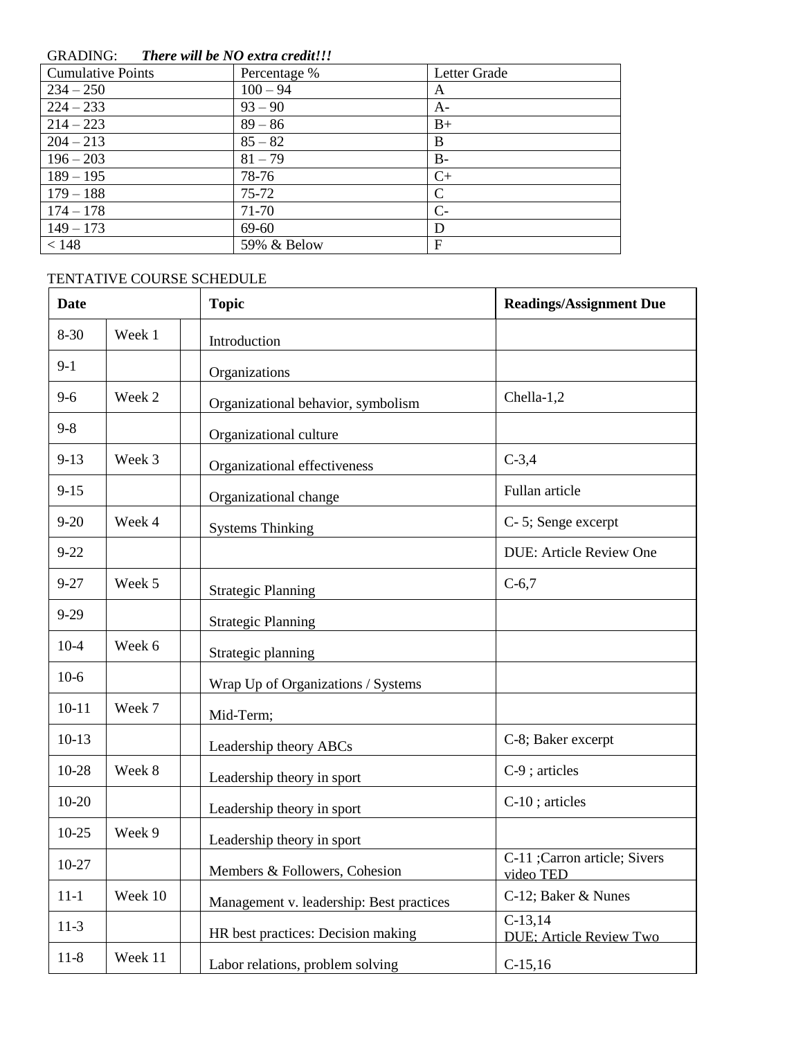GRADING: ***There will be NO extra credit!!!***

| Cumulative Points | Percentage % | Letter Grade |
|---|---|---|
| 234 – 250 | 100 – 94 | A |
| 224 – 233 | 93 – 90 | A- |
| 214 – 223 | 89 – 86 | B+ |
| 204 – 213 | 85 – 82 | B |
| 196 – 203 | 81 – 79 | B- |
| 189 – 195 | 78-76 | C+ |
| 179 – 188 | 75-72 | C |
| 174 – 178 | 71-70 | C- |
| 149 – 173 | 69-60 | D |
| < 148 | 59% & Below | F |

TENTATIVE COURSE SCHEDULE

| **Date** | | | **Topic** | **Readings/Assignment Due** |
|---|---|---|---|---|
| 8-30 | Week 1 | | Introduction | |
| 9-1 | | | Organizations | |
| 9-6 | Week 2 | | Organizational behavior, symbolism | Chella-1,2 |
| 9-8 | | | Organizational culture | |
| 9-13 | Week 3 | | Organizational effectiveness | C-3,4 |
| 9-15 | | | Organizational change | Fullan article |
| 9-20 | Week 4 | | Systems Thinking | C- 5; Senge excerpt |
| 9-22 | | | | DUE: Article Review One |
| 9-27 | Week 5 | | Strategic Planning | C-6,7 |
| 9-29 | | | Strategic Planning | |
| 10-4 | Week 6 | | Strategic planning | |
| 10-6 | | | Wrap Up of Organizations / Systems | |
| 10-11 | Week 7 | | Mid-Term; | |
| 10-13 | | | Leadership theory ABCs | C-8; Baker excerpt |
| 10-28 | Week 8 | | Leadership theory in sport | C-9 ; articles |
| 10-20 | | | Leadership theory in sport | C-10 ; articles |
| 10-25 | Week 9 | | Leadership theory in sport | |
| 10-27 | | | Members & Followers, Cohesion | C-11 ;Carron article; Sivers video TED |
| 11-1 | Week 10 | | Management v. leadership: Best practices | C-12; Baker & Nunes |
| 11-3 | | | HR best practices: Decision making | C-13,14 <br> DUE; Article Review Two |
| 11-8 | Week 11 | | Labor relations, problem solving | C-15,16 |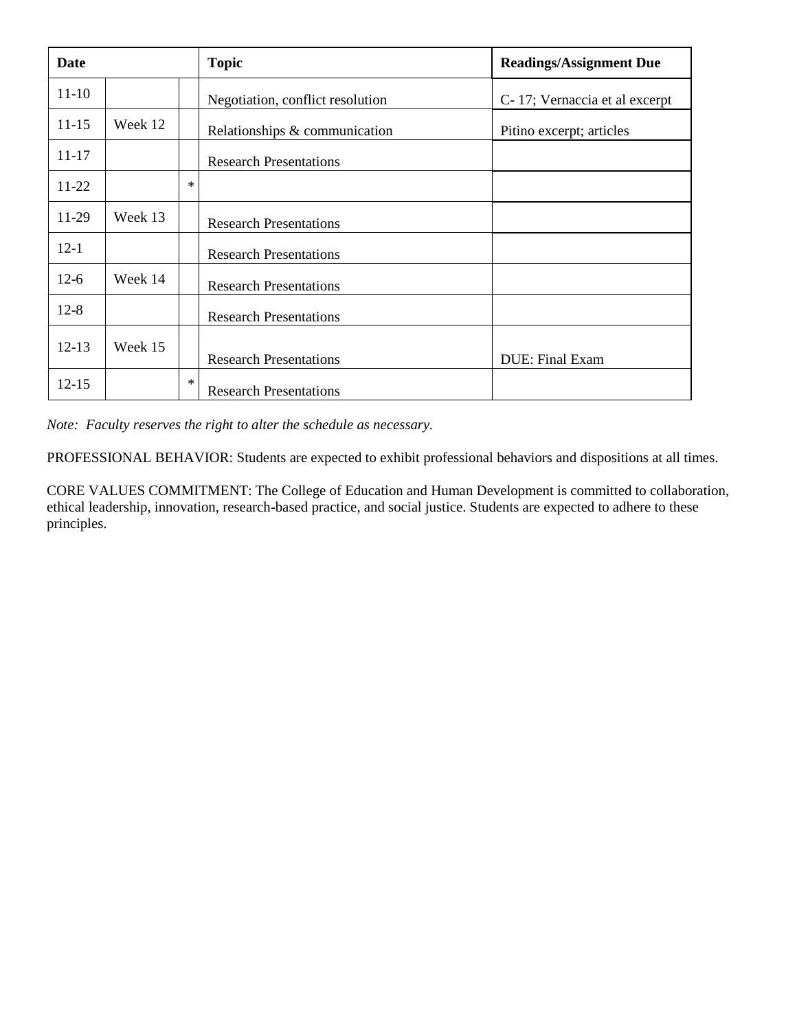| Date | | | Topic | Readings/Assignment Due |
|---|---|---|---|---|
| 11-10 | | | Negotiation, conflict resolution | C- 17; Vernaccia et al excerpt |
| 11-15 | Week 12 | | Relationships & communication | Pitino excerpt; articles |
| 11-17 | | | Research Presentations | |
| 11-22 | | * | | |
| 11-29 | Week 13 | | Research Presentations | |
| 12-1 | | | Research Presentations | |
| 12-6 | Week 14 | | Research Presentations | |
| 12-8 | | | Research Presentations | |
| 12-13 | Week 15 | | Research Presentations | DUE: Final Exam |
| 12-15 | | * | Research Presentations | |

*Note: Faculty reserves the right to alter the schedule as necessary.*

PROFESSIONAL BEHAVIOR: Students are expected to exhibit professional behaviors and dispositions at all times.

CORE VALUES COMMITMENT: The College of Education and Human Development is committed to collaboration, ethical leadership, innovation, research-based practice, and social justice. Students are expected to adhere to these principles.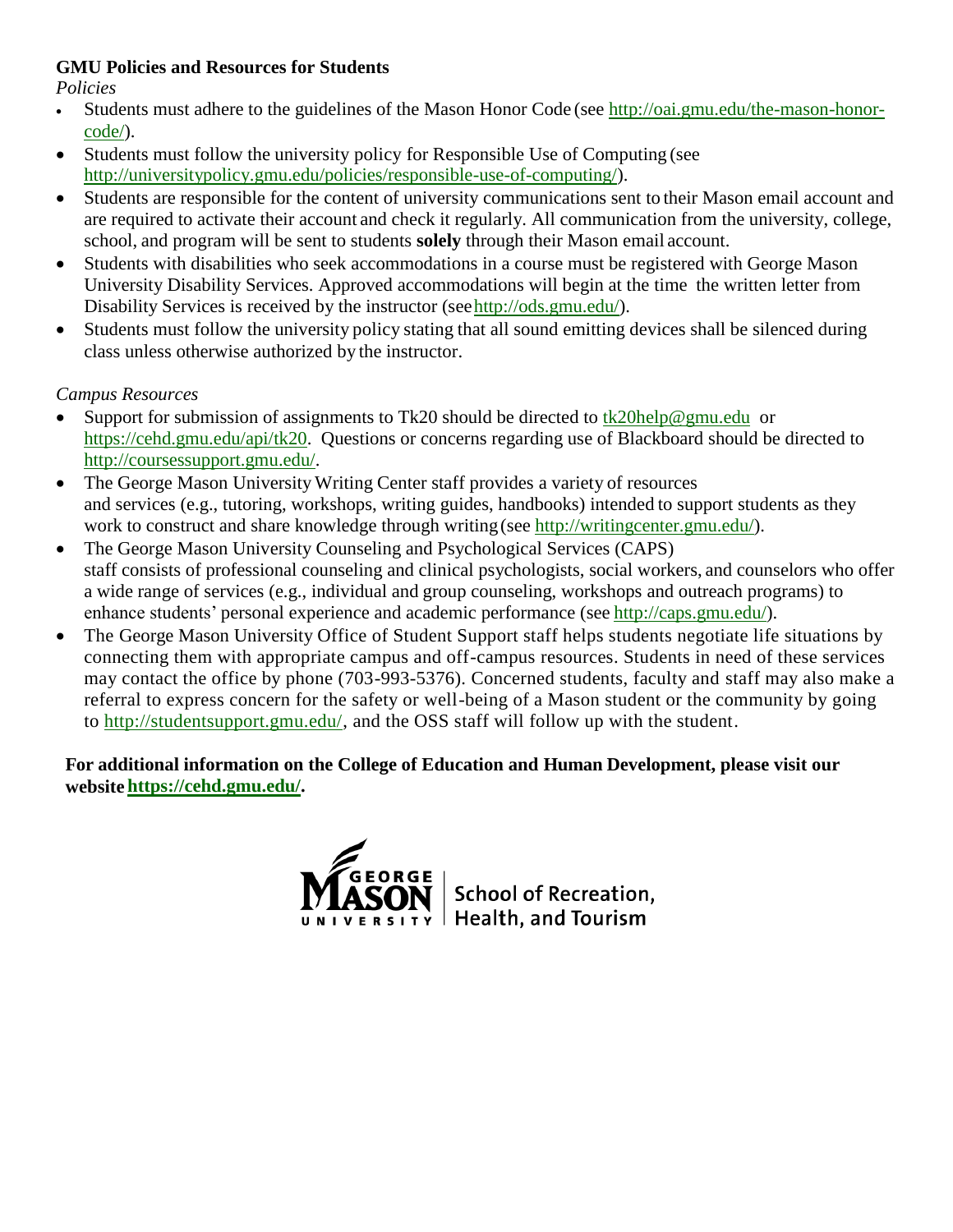**GMU Policies and Resources for Students**

*Policies*

- Students must adhere to the guidelines of the Mason Honor Code (see http://oai.gmu.edu/the-mason-honor-code/).
- Students must follow the university policy for Responsible Use of Computing (see http://universitypolicy.gmu.edu/policies/responsible-use-of-computing/).
- Students are responsible for the content of university communications sent to their Mason email account and are required to activate their account and check it regularly. All communication from the university, college, school, and program will be sent to students **solely** through their Mason email account.
- Students with disabilities who seek accommodations in a course must be registered with George Mason University Disability Services. Approved accommodations will begin at the time the written letter from Disability Services is received by the instructor (see http://ods.gmu.edu/).
- Students must follow the university policy stating that all sound emitting devices shall be silenced during class unless otherwise authorized by the instructor.

*Campus Resources*

- Support for submission of assignments to Tk20 should be directed to tk20help@gmu.edu or https://cehd.gmu.edu/api/tk20. Questions or concerns regarding use of Blackboard should be directed to http://coursessupport.gmu.edu/.
- The George Mason University Writing Center staff provides a variety of resources and services (e.g., tutoring, workshops, writing guides, handbooks) intended to support students as they work to construct and share knowledge through writing (see http://writingcenter.gmu.edu/).
- The George Mason University Counseling and Psychological Services (CAPS) staff consists of professional counseling and clinical psychologists, social workers, and counselors who offer a wide range of services (e.g., individual and group counseling, workshops and outreach programs) to enhance students' personal experience and academic performance (see http://caps.gmu.edu/).
- The George Mason University Office of Student Support staff helps students negotiate life situations by connecting them with appropriate campus and off-campus resources. Students in need of these services may contact the office by phone (703-993-5376). Concerned students, faculty and staff may also make a referral to express concern for the safety or well-being of a Mason student or the community by going to http://studentsupport.gmu.edu/, and the OSS staff will follow up with the student.

**For additional information on the College of Education and Human Development, please visit our website https://cehd.gmu.edu/.**

GEORGE MASON UNIVERSITY | School of Recreation, Health, and Tourism